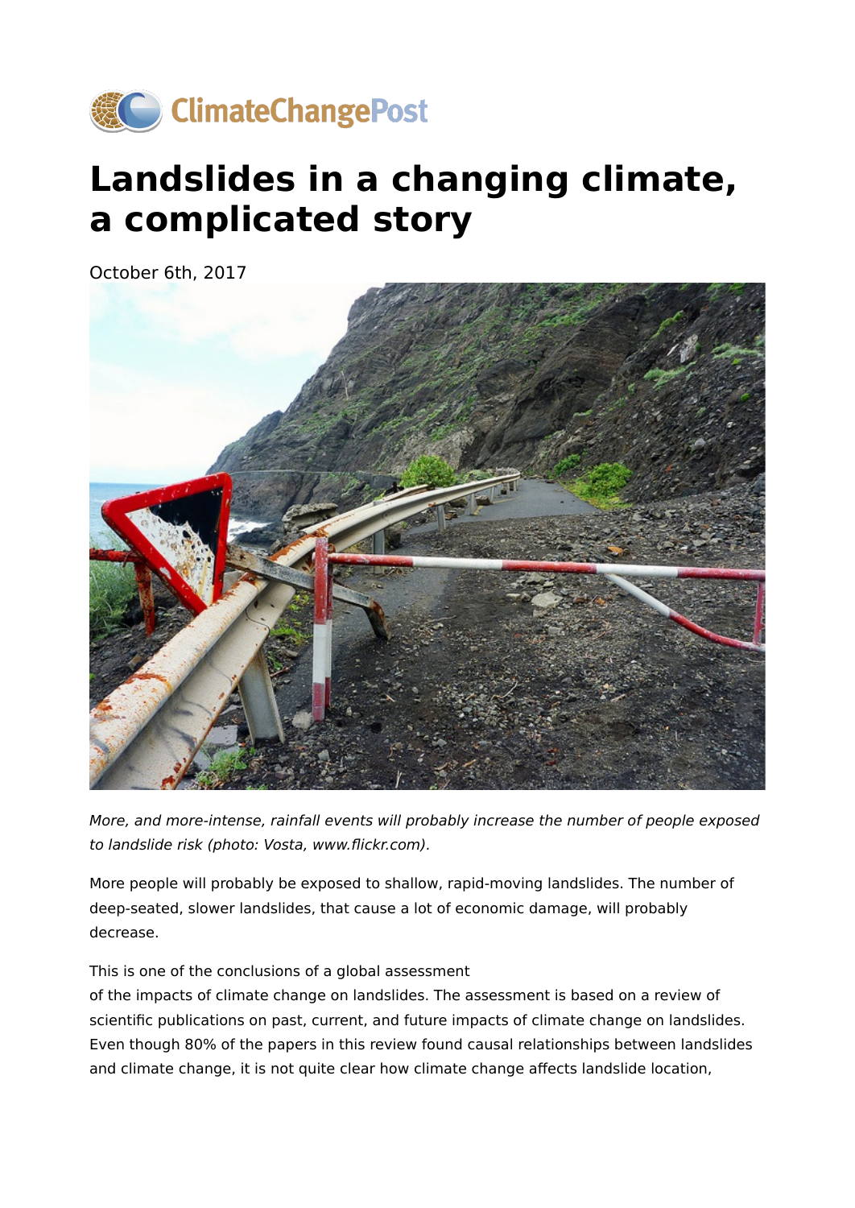# Landslides in a changing climate, a complicated story

October 6th, 2017

*More, and more-intense, rainfall events will probably increase the number of people exposed to landslide risk (photo: Vosta, www.flickr.com).*

More people will probably be exposed to shallow, rapid-moving landslides. The number of deep-seated, slower landslides, that cause a lot of economic damage, will probably decrease.

This is one of the conclusions of a global assessment of the impacts of climate change on landslides. The assessment is based on a review of scientific publications on past, current, and future impacts of climate change on landslides. Even though 80% of the papers in this review found causal relationships between landslides and climate change, it is not quite clear how climate change affects landslide location,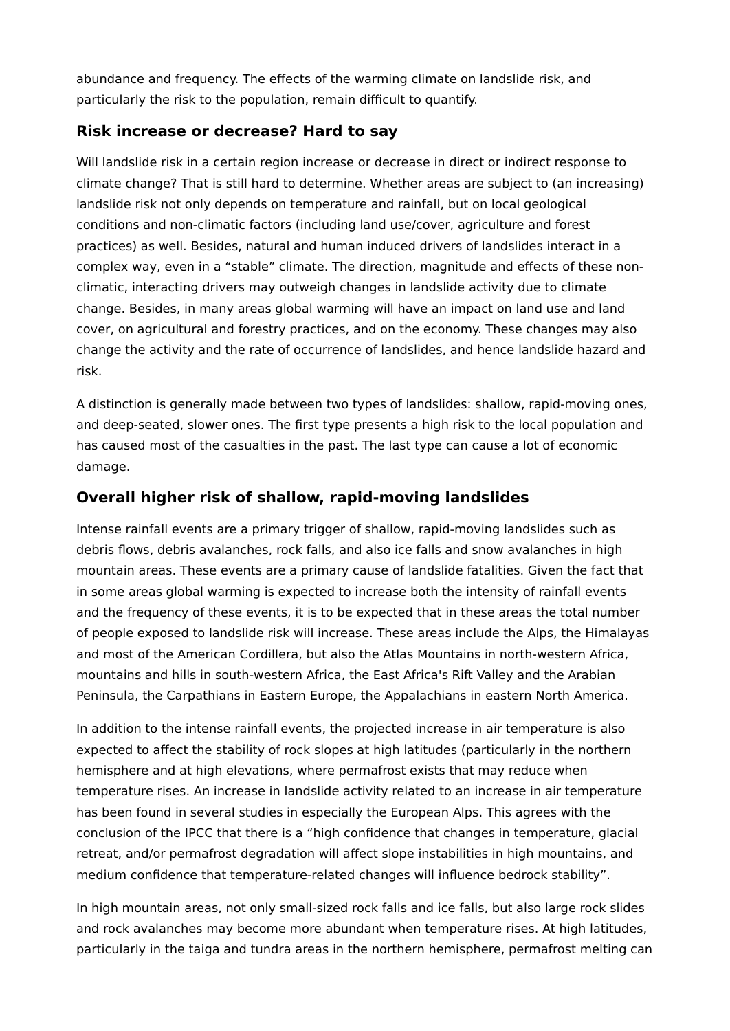abundance and frequency. The effects of the warming climate on landslide risk, and particularly the risk to the population, remain difficult to quantify.

## Risk increase or decrease? Hard to say

Will landslide risk in a certain region increase or decrease in direct or indirect response to climate change? That is still hard to determine. Whether areas are subject to (an increasing) landslide risk not only depends on temperature and rainfall, but on local geological conditions and non-climatic factors (including land use/cover, agriculture and forest practices) as well. Besides, natural and human induced drivers of landslides interact in a complex way, even in a “stable” climate. The direction, magnitude and effects of these non-climatic, interacting drivers may outweigh changes in landslide activity due to climate change. Besides, in many areas global warming will have an impact on land use and land cover, on agricultural and forestry practices, and on the economy. These changes may also change the activity and the rate of occurrence of landslides, and hence landslide hazard and risk.

A distinction is generally made between two types of landslides: shallow, rapid-moving ones, and deep-seated, slower ones. The first type presents a high risk to the local population and has caused most of the casualties in the past. The last type can cause a lot of economic damage.

## Overall higher risk of shallow, rapid-moving landslides

Intense rainfall events are a primary trigger of shallow, rapid-moving landslides such as debris flows, debris avalanches, rock falls, and also ice falls and snow avalanches in high mountain areas. These events are a primary cause of landslide fatalities. Given the fact that in some areas global warming is expected to increase both the intensity of rainfall events and the frequency of these events, it is to be expected that in these areas the total number of people exposed to landslide risk will increase. These areas include the Alps, the Himalayas and most of the American Cordillera, but also the Atlas Mountains in north-western Africa, mountains and hills in south-western Africa, the East Africa's Rift Valley and the Arabian Peninsula, the Carpathians in Eastern Europe, the Appalachians in eastern North America.

In addition to the intense rainfall events, the projected increase in air temperature is also expected to affect the stability of rock slopes at high latitudes (particularly in the northern hemisphere and at high elevations, where permafrost exists that may reduce when temperature rises. An increase in landslide activity related to an increase in air temperature has been found in several studies in especially the European Alps. This agrees with the conclusion of the IPCC that there is a “high confidence that changes in temperature, glacial retreat, and/or permafrost degradation will affect slope instabilities in high mountains, and medium confidence that temperature-related changes will influence bedrock stability”.

In high mountain areas, not only small-sized rock falls and ice falls, but also large rock slides and rock avalanches may become more abundant when temperature rises. At high latitudes, particularly in the taiga and tundra areas in the northern hemisphere, permafrost melting can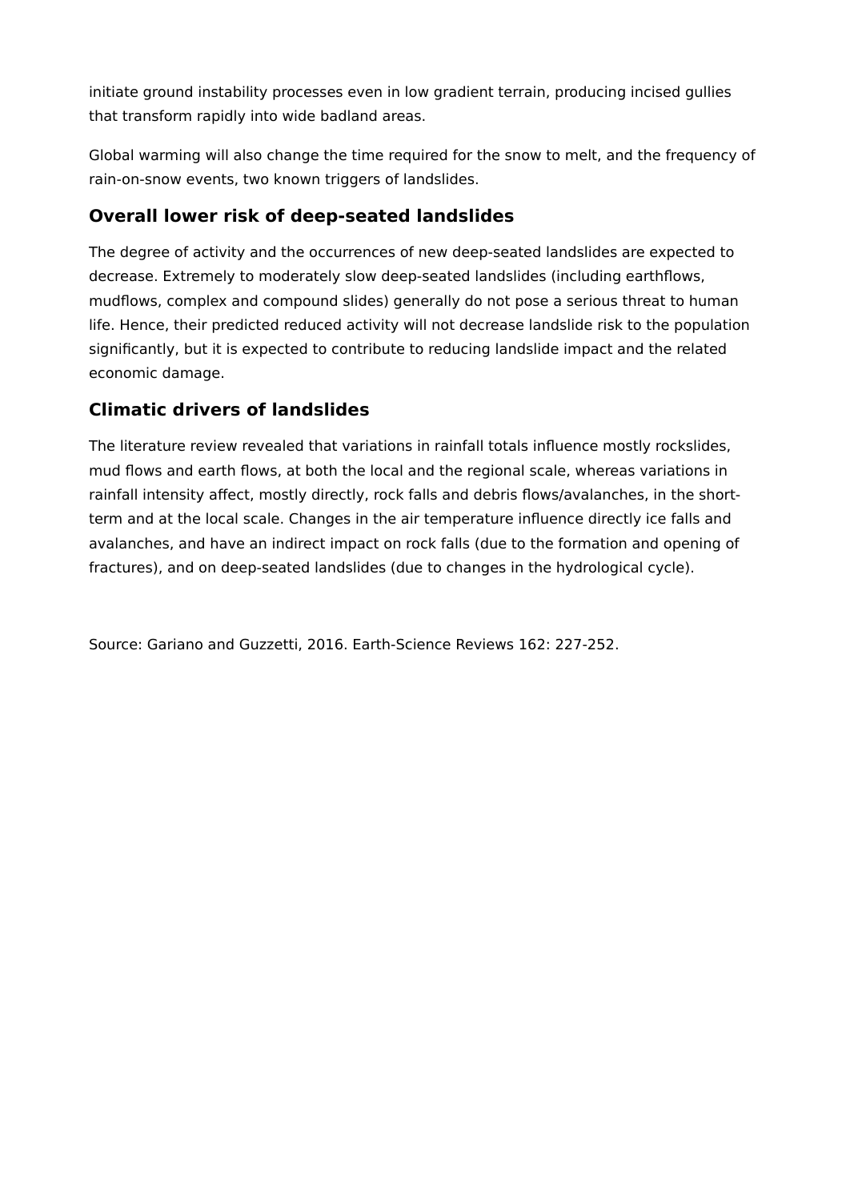initiate ground instability processes even in low gradient terrain, producing incised gullies that transform rapidly into wide badland areas.

Global warming will also change the time required for the snow to melt, and the frequency of rain-on-snow events, two known triggers of landslides.

## Overall lower risk of deep-seated landslides

The degree of activity and the occurrences of new deep-seated landslides are expected to decrease. Extremely to moderately slow deep-seated landslides (including earthflows, mudflows, complex and compound slides) generally do not pose a serious threat to human life. Hence, their predicted reduced activity will not decrease landslide risk to the population significantly, but it is expected to contribute to reducing landslide impact and the related economic damage.

## Climatic drivers of landslides

The literature review revealed that variations in rainfall totals influence mostly rockslides, mud flows and earth flows, at both the local and the regional scale, whereas variations in rainfall intensity affect, mostly directly, rock falls and debris flows/avalanches, in the short-term and at the local scale. Changes in the air temperature influence directly ice falls and avalanches, and have an indirect impact on rock falls (due to the formation and opening of fractures), and on deep-seated landslides (due to changes in the hydrological cycle).

Source: Gariano and Guzzetti, 2016. Earth-Science Reviews 162: 227-252.